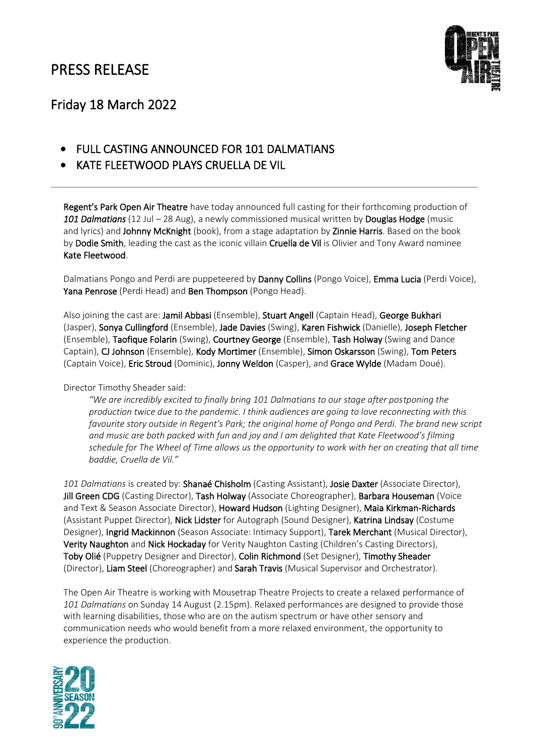# PRESS RELEASE

## Friday 18 March 2022

- **FULL CASTING ANNOUNCED FOR 101 DALMATIANS**
- **KATE FLEETWOOD PLAYS CRUELLA DE VIL**

---

**Regent's Park Open Air Theatre** have today announced full casting for their forthcoming production of ***101 Dalmatians*** (12 Jul – 28 Aug), a newly commissioned musical written by **Douglas Hodge** (music and lyrics) and **Johnny McKnight** (book), from a stage adaptation by **Zinnie Harris**. Based on the book by **Dodie Smith**, leading the cast as the iconic villain **Cruella de Vil** is Olivier and Tony Award nominee **Kate Fleetwood**.

Dalmatians Pongo and Perdi are puppeteered by **Danny Collins** (Pongo Voice), **Emma Lucia** (Perdi Voice), **Yana Penrose** (Perdi Head) and **Ben Thompson** (Pongo Head).

Also joining the cast are: **Jamil Abbasi** (Ensemble), **Stuart Angell** (Captain Head), **George Bukhari** (Jasper), **Sonya Cullingford** (Ensemble), **Jade Davies** (Swing), **Karen Fishwick** (Danielle), **Joseph Fletcher** (Ensemble), **Taofique Folarin** (Swing), **Courtney George** (Ensemble), **Tash Holway** (Swing and Dance Captain), **CJ Johnson** (Ensemble), **Kody Mortimer** (Ensemble), **Simon Oskarsson** (Swing), **Tom Peters** (Captain Voice), **Eric Stroud** (Dominic), **Jonny Weldon** (Casper), and **Grace Wylde** (Madam Doué).

Director Timothy Sheader said:

> *"We are incredibly excited to finally bring 101 Dalmatians to our stage after postponing the production twice due to the pandemic. I think audiences are going to love reconnecting with this favourite story outside in Regent's Park; the original home of Pongo and Perdi. The brand new script and music are both packed with fun and joy and I am delighted that Kate Fleetwood's filming schedule for The Wheel of Time allows us the opportunity to work with her on creating that all time baddie, Cruella de Vil."*

*101 Dalmatians* is created by: **Shanaé Chisholm** (Casting Assistant), **Josie Daxter** (Associate Director), **Jill Green CDG** (Casting Director), **Tash Holway** (Associate Choreographer), **Barbara Houseman** (Voice and Text & Season Associate Director), **Howard Hudson** (Lighting Designer), **Maia Kirkman-Richards** (Assistant Puppet Director), **Nick Lidster** for Autograph (Sound Designer), **Katrina Lindsay** (Costume Designer), **Ingrid Mackinnon** (Season Associate: Intimacy Support), **Tarek Merchant** (Musical Director), **Verity Naughton** and **Nick Hockaday** for Verity Naughton Casting (Children's Casting Directors), **Toby Olié** (Puppetry Designer and Director), **Colin Richmond** (Set Designer), **Timothy Sheader** (Director), **Liam Steel** (Choreographer) and **Sarah Travis** (Musical Supervisor and Orchestrator).

The Open Air Theatre is working with Mousetrap Theatre Projects to create a relaxed performance of *101 Dalmatians* on Sunday 14 August (2.15pm). Relaxed performances are designed to provide those with learning disabilities, those who are on the autism spectrum or have other sensory and communication needs who would benefit from a more relaxed environment, the opportunity to experience the production.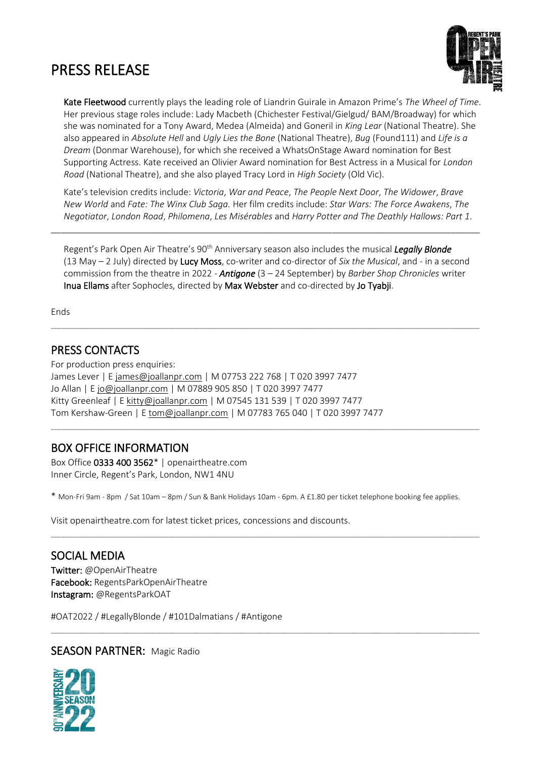# PRESS RELEASE

**Kate Fleetwood** currently plays the leading role of Liandrin Guirale in Amazon Prime's *The Wheel of Time*. Her previous stage roles include: Lady Macbeth (Chichester Festival/Gielgud/ BAM/Broadway) for which she was nominated for a Tony Award, Medea (Almeida) and Goneril in *King Lear* (National Theatre). She also appeared in *Absolute Hell* and *Ugly Lies the Bone* (National Theatre), *Bug* (Found111) and *Life is a Dream* (Donmar Warehouse), for which she received a WhatsOnStage Award nomination for Best Supporting Actress. Kate received an Olivier Award nomination for Best Actress in a Musical for *London Road* (National Theatre), and she also played Tracy Lord in *High Society* (Old Vic).

Kate's television credits include: *Victoria*, *War and Peace*, *The People Next Door*, *The Widower*, *Brave New World* and *Fate: The Winx Club Saga.* Her film credits include: *Star Wars: The Force Awakens*, *The Negotiator*, *London Road*, *Philomena*, *Les Misérables* and *Harry Potter and The Deathly Hallows: Part 1*.

---

Regent's Park Open Air Theatre's 90th Anniversary season also includes the musical ***Legally Blonde*** (13 May – 2 July) directed by **Lucy Moss**, co-writer and co-director of *Six the Musical*, and - in a second commission from the theatre in 2022 - ***Antigone*** (3 – 24 September) by *Barber Shop Chronicles* writer **Inua Ellams** after Sophocles, directed by **Max Webster** and co-directed by **Jo Tyabji**.

Ends

---

## PRESS CONTACTS

For production press enquiries:
James Lever | E james@joallanpr.com | M 07753 222 768 | T 020 3997 7477
Jo Allan | E jo@joallanpr.com | M 07889 905 850 | T 020 3997 7477
Kitty Greenleaf | E kitty@joallanpr.com | M 07545 131 539 | T 020 3997 7477
Tom Kershaw-Green | E tom@joallanpr.com | M 07783 765 040 | T 020 3997 7477

---

## BOX OFFICE INFORMATION

Box Office **0333 400 3562*** | openairtheatre.com
Inner Circle, Regent's Park, London, NW1 4NU

\* Mon-Fri 9am - 8pm / Sat 10am – 8pm / Sun & Bank Holidays 10am - 6pm. A £1.80 per ticket telephone booking fee applies.

Visit openairtheatre.com for latest ticket prices, concessions and discounts.

---

## SOCIAL MEDIA

**Twitter:** @OpenAirTheatre
**Facebook:** RegentsParkOpenAirTheatre
**Instagram:** @RegentsParkOAT

#OAT2022 / #LegallyBlonde / #101Dalmatians / #Antigone

---

## SEASON PARTNER: Magic Radio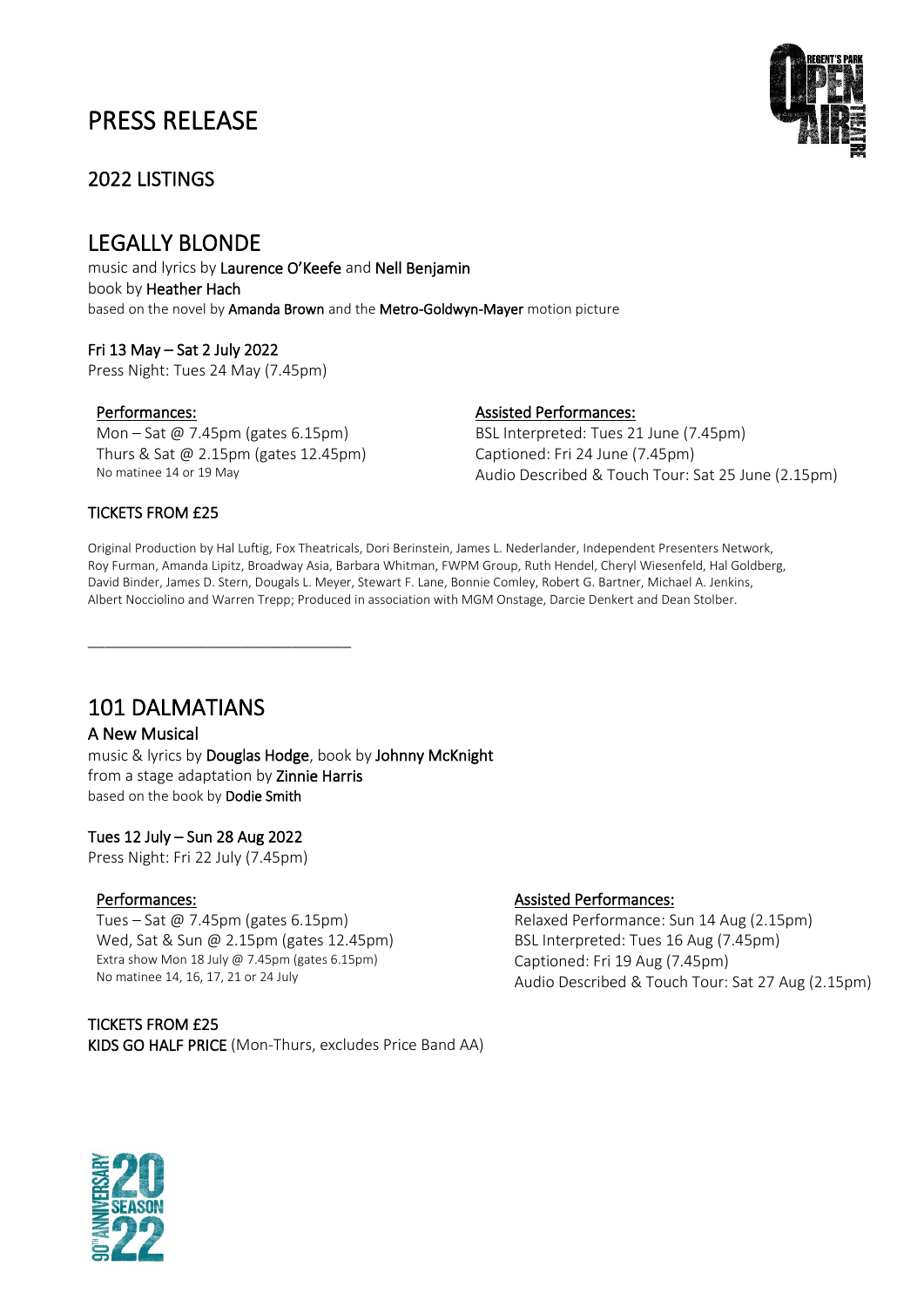# PRESS RELEASE

## 2022 LISTINGS

## LEGALLY BLONDE

music and lyrics by **Laurence O'Keefe** and **Nell Benjamin**
book by **Heather Hach**
based on the novel by **Amanda Brown** and the **Metro-Goldwyn-Mayer** motion picture

**Fri 13 May – Sat 2 July 2022**
Press Night: Tues 24 May (7.45pm)

**Performances:**
Mon – Sat @ 7.45pm (gates 6.15pm)
Thurs & Sat @ 2.15pm (gates 12.45pm)
No matinee 14 or 19 May

**Assisted Performances:**
BSL Interpreted: Tues 21 June (7.45pm)
Captioned: Fri 24 June (7.45pm)
Audio Described & Touch Tour: Sat 25 June (2.15pm)

**TICKETS FROM £25**

Original Production by Hal Luftig, Fox Theatricals, Dori Berinstein, James L. Nederlander, Independent Presenters Network, Roy Furman, Amanda Lipitz, Broadway Asia, Barbara Whitman, FWPM Group, Ruth Hendel, Cheryl Wiesenfeld, Hal Goldberg, David Binder, James D. Stern, Dougals L. Meyer, Stewart F. Lane, Bonnie Comley, Robert G. Bartner, Michael A. Jenkins, Albert Nocciolino and Warren Trepp; Produced in association with MGM Onstage, Darcie Denkert and Dean Stolber.

---

## 101 DALMATIANS

**A New Musical**
music & lyrics by **Douglas Hodge**, book by **Johnny McKnight**
from a stage adaptation by **Zinnie Harris**
based on the book by **Dodie Smith**

**Tues 12 July – Sun 28 Aug 2022**
Press Night: Fri 22 July (7.45pm)

**Performances:**
Tues – Sat @ 7.45pm (gates 6.15pm)
Wed, Sat & Sun @ 2.15pm (gates 12.45pm)
Extra show Mon 18 July @ 7.45pm (gates 6.15pm)
No matinee 14, 16, 17, 21 or 24 July

**Assisted Performances:**
Relaxed Performance: Sun 14 Aug (2.15pm)
BSL Interpreted: Tues 16 Aug (7.45pm)
Captioned: Fri 19 Aug (7.45pm)
Audio Described & Touch Tour: Sat 27 Aug (2.15pm)

**TICKETS FROM £25**
**KIDS GO HALF PRICE** (Mon-Thurs, excludes Price Band AA)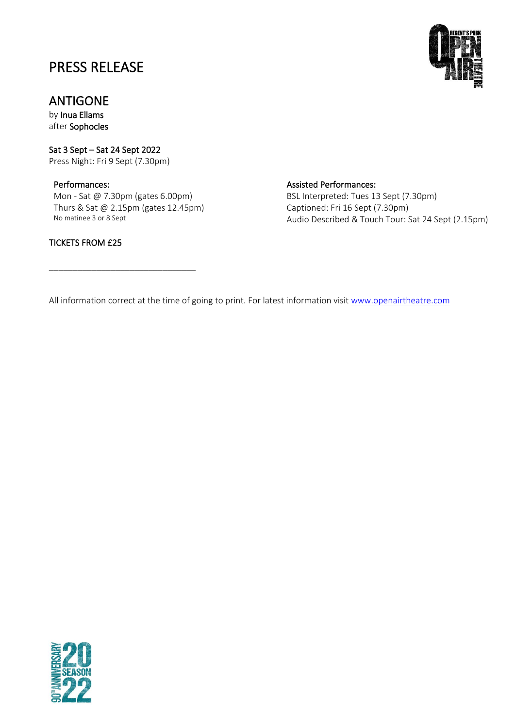# PRESS RELEASE

## ANTIGONE

by **Inua Ellams**
after **Sophocles**

**Sat 3 Sept – Sat 24 Sept 2022**
Press Night: Fri 9 Sept (7.30pm)

**Performances:**
Mon - Sat @ 7.30pm (gates 6.00pm)
Thurs & Sat @ 2.15pm (gates 12.45pm)
No matinee 3 or 8 Sept

**Assisted Performances:**
BSL Interpreted: Tues 13 Sept (7.30pm)
Captioned: Fri 16 Sept (7.30pm)
Audio Described & Touch Tour: Sat 24 Sept (2.15pm)

**TICKETS FROM £25**

---

All information correct at the time of going to print. For latest information visit www.openairtheatre.com